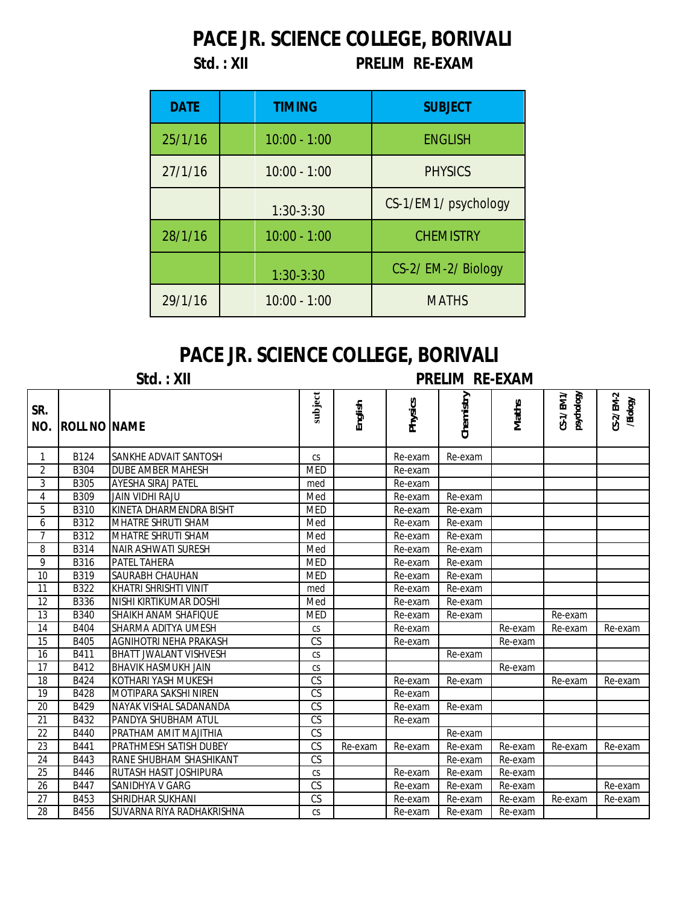# PACE JR. SCIENCE COLLEGE, BORIVALI

**Std. : XII** **PRELIM RE-EXAM**

| DATE | | TIMING | SUBJECT |
|---|---|---|---|
| 25/1/16 | | 10:00 - 1:00 | ENGLISH |
| 27/1/16 | | 10:00 - 1:00 | PHYSICS |
| | | 1:30-3:30 | CS-1/EM1/ psychology |
| 28/1/16 | | 10:00 - 1:00 | CHEMISTRY |
| | | 1:30-3:30 | CS-2/ EM-2/ Biology |
| 29/1/16 | | 10:00 - 1:00 | MATHS |

# PACE JR. SCIENCE COLLEGE, BORIVALI

**Std. : XII** **PRELIM RE-EXAM**

| SR. NO. | ROLL NO | NAME | subject | English | Physics | Chemistry | Maths | CS-1/ EM1/ psychology | CS-2/ EM-2 /Biology |
|---|---|---|---|---|---|---|---|---|---|
| 1 | B124 | SANKHE ADVAIT SANTOSH | cs | | Re-exam | Re-exam | | | |
| 2 | B304 | DUBE AMBER MAHESH | MED | | Re-exam | | | | |
| 3 | B305 | AYESHA SIRAJ PATEL | med | | Re-exam | | | | |
| 4 | B309 | JAIN VIDHI RAJU | Med | | Re-exam | Re-exam | | | |
| 5 | B310 | KINETA DHARMENDRA BISHT | MED | | Re-exam | Re-exam | | | |
| 6 | B312 | MHATRE SHRUTI SHAM | Med | | Re-exam | Re-exam | | | |
| 7 | B312 | MHATRE SHRUTI SHAM | Med | | Re-exam | Re-exam | | | |
| 8 | B314 | NAIR ASHWATI SURESH | Med | | Re-exam | Re-exam | | | |
| 9 | B316 | PATEL TAHERA | MED | | Re-exam | Re-exam | | | |
| 10 | B319 | SAURABH CHAUHAN | MED | | Re-exam | Re-exam | | | |
| 11 | B322 | KHATRI SHRISHTI VINIT | med | | Re-exam | Re-exam | | | |
| 12 | B336 | NISHI KIRTIKUMAR DOSHI | Med | | Re-exam | Re-exam | | | |
| 13 | B340 | SHAIKH ANAM SHAFIQUE | MED | | Re-exam | Re-exam | | Re-exam | |
| 14 | B404 | SHARMA ADITYA UMESH | cs | | Re-exam | | Re-exam | Re-exam | Re-exam |
| 15 | B405 | AGNIHOTRI NEHA PRAKASH | CS | | Re-exam | | Re-exam | | |
| 16 | B411 | BHATT JWALANT VISHVESH | cs | | | Re-exam | | | |
| 17 | B412 | BHAVIK HASMUKH JAIN | cs | | | | Re-exam | | |
| 18 | B424 | KOTHARI YASH MUKESH | CS | | Re-exam | Re-exam | | Re-exam | Re-exam |
| 19 | B428 | MOTIPARA SAKSHI NIREN | CS | | Re-exam | | | | |
| 20 | B429 | NAYAK VISHAL SADANANDA | CS | | Re-exam | Re-exam | | | |
| 21 | B432 | PANDYA SHUBHAM ATUL | CS | | Re-exam | | | | |
| 22 | B440 | PRATHAM AMIT MAJITHIA | CS | | | Re-exam | | | |
| 23 | B441 | PRATHMESH SATISH DUBEY | CS | Re-exam | Re-exam | Re-exam | Re-exam | Re-exam | Re-exam |
| 24 | B443 | RANE SHUBHAM SHASHIKANT | CS | | | Re-exam | Re-exam | | |
| 25 | B446 | RUTASH HASIT JOSHIPURA | cs | | Re-exam | Re-exam | Re-exam | | |
| 26 | B447 | SANIDHYA V GARG | CS | | Re-exam | Re-exam | Re-exam | | Re-exam |
| 27 | B453 | SHRIDHAR SUKHANI | CS | | Re-exam | Re-exam | Re-exam | Re-exam | Re-exam |
| 28 | B456 | SUVARNA RIYA RADHAKRISHNA | cs | | Re-exam | Re-exam | Re-exam | | |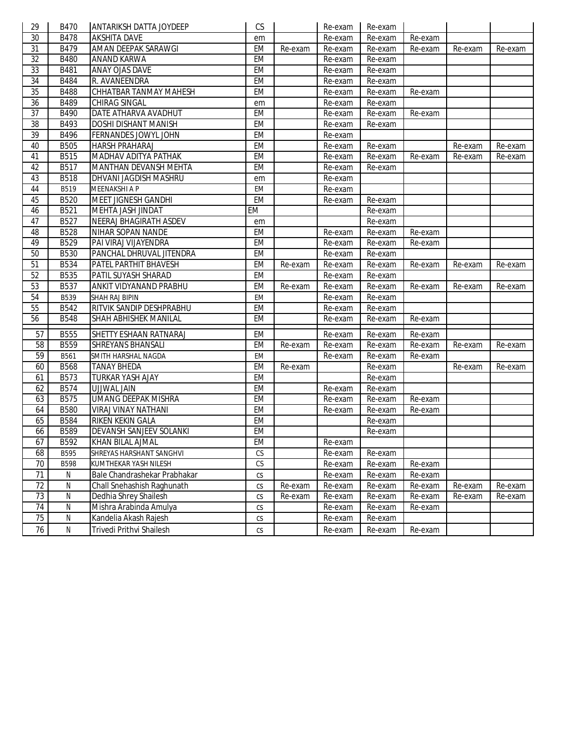| | | | | | | | | | |
|---|---|---|---|---|---|---|---|---|---|
| 29 | B470 | ANTARIKSH DATTA JOYDEEP | CS | | Re-exam | Re-exam | | | |
| 30 | B478 | AKSHITA DAVE | em | | Re-exam | Re-exam | Re-exam | | |
| 31 | B479 | AMAN DEEPAK SARAWGI | EM | Re-exam | Re-exam | Re-exam | Re-exam | Re-exam | Re-exam |
| 32 | B480 | ANAND KARWA | EM | | Re-exam | Re-exam | | | |
| 33 | B481 | ANAY OJAS DAVE | EM | | Re-exam | Re-exam | | | |
| 34 | B484 | R. AVANEENDRA | EM | | Re-exam | Re-exam | | | |
| 35 | B488 | CHHATBAR TANMAY MAHESH | EM | | Re-exam | Re-exam | Re-exam | | |
| 36 | B489 | CHIRAG SINGAL | em | | Re-exam | Re-exam | | | |
| 37 | B490 | DATE ATHARVA AVADHUT | EM | | Re-exam | Re-exam | Re-exam | | |
| 38 | B493 | DOSHI DISHANT MANISH | EM | | Re-exam | Re-exam | | | |
| 39 | B496 | FERNANDES JOWYL JOHN | EM | | Re-exam | | | | |
| 40 | B505 | HARSH PRAHARAJ | EM | | Re-exam | Re-exam | | Re-exam | Re-exam |
| 41 | B515 | MADHAV ADITYA PATHAK | EM | | Re-exam | Re-exam | Re-exam | Re-exam | Re-exam |
| 42 | B517 | MANTHAN DEVANSH MEHTA | EM | | Re-exam | Re-exam | | | |
| 43 | B518 | DHVANI JAGDISH MASHRU | em | | Re-exam | | | | |
| 44 | B519 | MEENAKSHI A P | EM | | Re-exam | | | | |
| 45 | B520 | MEET JIGNESH GANDHI | EM | | Re-exam | Re-exam | | | |
| 46 | B521 | MEHTA JASH JINDAT | EM | | | Re-exam | | | |
| 47 | B527 | NEERAJ BHAGIRATH ASDEV | em | | | Re-exam | | | |
| 48 | B528 | NIHAR SOPAN NANDE | EM | | Re-exam | Re-exam | Re-exam | | |
| 49 | B529 | PAI VIRAJ VIJAYENDRA | EM | | Re-exam | Re-exam | Re-exam | | |
| 50 | B530 | PANCHAL DHRUVAL JITENDRA | EM | | Re-exam | Re-exam | | | |
| 51 | B534 | PATEL PARTHIT BHAVESH | EM | Re-exam | Re-exam | Re-exam | Re-exam | Re-exam | Re-exam |
| 52 | B535 | PATIL SUYASH SHARAD | EM | | Re-exam | Re-exam | | | |
| 53 | B537 | ANKIT VIDYANAND PRABHU | EM | Re-exam | Re-exam | Re-exam | Re-exam | Re-exam | Re-exam |
| 54 | B539 | SHAH RAJ BIPIN | EM | | Re-exam | Re-exam | | | |
| 55 | B542 | RITVIK SANDIP DESHPRABHU | EM | | Re-exam | Re-exam | | | |
| 56 | B548 | SHAH ABHISHEK MANILAL | EM | | Re-exam | Re-exam | Re-exam | | |
| 57 | B555 | SHETTY ESHAAN RATNARAJ | EM | | Re-exam | Re-exam | Re-exam | | |
| 58 | B559 | SHREYANS BHANSALI | EM | Re-exam | Re-exam | Re-exam | Re-exam | Re-exam | Re-exam |
| 59 | B561 | SMITH HARSHAL NAGDA | EM | | Re-exam | Re-exam | Re-exam | | |
| 60 | B568 | TANAY BHEDA | EM | Re-exam | | Re-exam | | Re-exam | Re-exam |
| 61 | B573 | TURKAR YASH AJAY | EM | | | Re-exam | | | |
| 62 | B574 | UJJWAL JAIN | EM | | Re-exam | Re-exam | | | |
| 63 | B575 | UMANG DEEPAK MISHRA | EM | | Re-exam | Re-exam | Re-exam | | |
| 64 | B580 | VIRAJ VINAY NATHANI | EM | | Re-exam | Re-exam | Re-exam | | |
| 65 | B584 | RIKEN KEKIN GALA | EM | | | Re-exam | | | |
| 66 | B589 | DEVANSH SANJEEV SOLANKI | EM | | | Re-exam | | | |
| 67 | B592 | KHAN BILAL AJMAL | EM | | Re-exam | | | | |
| 68 | B595 | SHREYAS HARSHANT SANGHVI | CS | | Re-exam | Re-exam | | | |
| 70 | B598 | KUMTHEKAR YASH NILESH | CS | | Re-exam | Re-exam | Re-exam | | |
| 71 | N | Bale Chandrashekar Prabhakar | cs | | Re-exam | Re-exam | Re-exam | | |
| 72 | N | Chall Snehashish Raghunath | cs | Re-exam | Re-exam | Re-exam | Re-exam | Re-exam | Re-exam |
| 73 | N | Dedhia Shrey Shailesh | cs | Re-exam | Re-exam | Re-exam | Re-exam | Re-exam | Re-exam |
| 74 | N | Mishra Arabinda Amulya | cs | | Re-exam | Re-exam | Re-exam | | |
| 75 | N | Kandelia Akash Rajesh | cs | | Re-exam | Re-exam | | | |
| 76 | N | Trivedi Prithvi Shailesh | cs | | Re-exam | Re-exam | Re-exam | | |